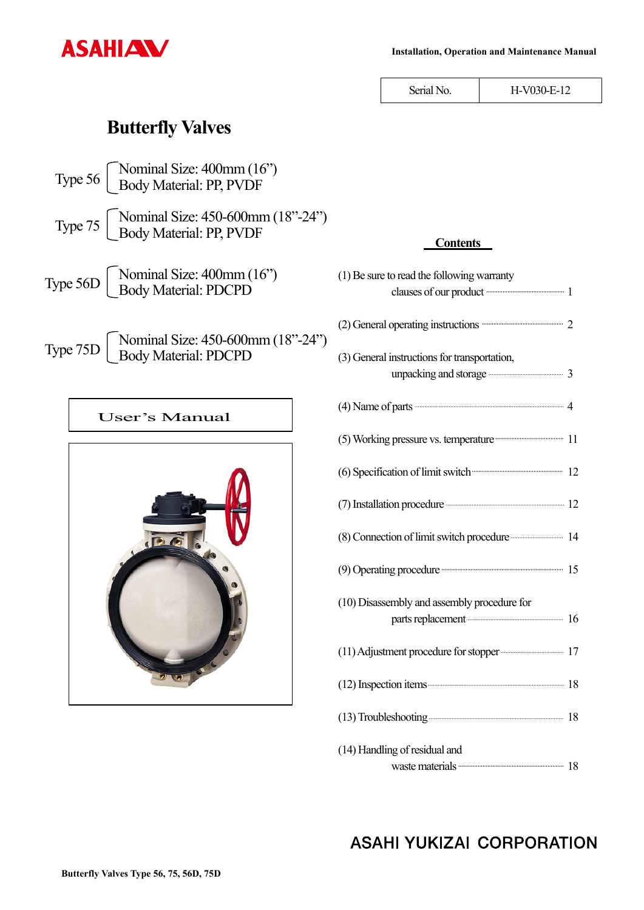ASAHI AV

Installation, Operation and Maintenance Manual

| Serial No. | H-V030-E-12 |
|---|---|

# Butterfly Valves

Type 56 — Nominal Size: 400mm (16") / Body Material: PP, PVDF

Type 75 — Nominal Size: 450-600mm (18"-24") / Body Material: PP, PVDF

Type 56D — Nominal Size: 400mm (16") / Body Material: PDCPD

Type 75D — Nominal Size: 450-600mm (18"-24") / Body Material: PDCPD

**User's Manual**

## Contents

(1) Be sure to read the following warranty clauses of our product ........ 1

(2) General operating instructions ........ 2

(3) General instructions for transportation, unpacking and storage ........ 3

(4) Name of parts ........ 4

(5) Working pressure vs. temperature ........ 11

(6) Specification of limit switch ........ 12

(7) Installation procedure ........ 12

(8) Connection of limit switch procedure ........ 14

(9) Operating procedure ........ 15

(10) Disassembly and assembly procedure for parts replacement ........ 16

(11) Adjustment procedure for stopper ........ 17

(12) Inspection items ........ 18

(13) Troubleshooting ........ 18

(14) Handling of residual and waste materials ........ 18

ASAHI YUKIZAI CORPORATION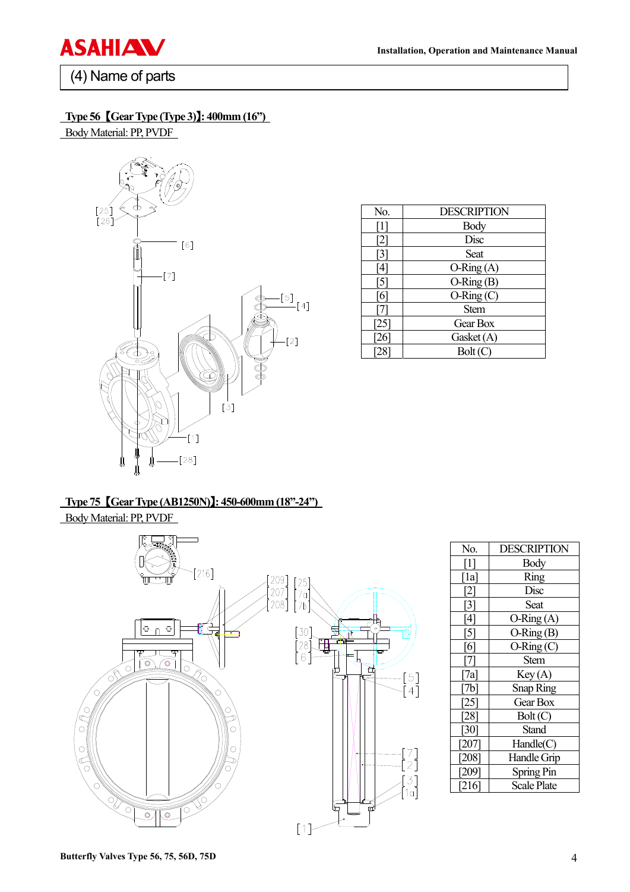## (4) Name of parts

**Type 56【Gear Type (Type 3)】: 400mm (16")**

Body Material: PP, PVDF

| No. | DESCRIPTION |
|---|---|
| [1] | Body |
| [2] | Disc |
| [3] | Seat |
| [4] | O-Ring (A) |
| [5] | O-Ring (B) |
| [6] | O-Ring (C) |
| [7] | Stem |
| [25] | Gear Box |
| [26] | Gasket (A) |
| [28] | Bolt (C) |

**Type 75【Gear Type (AB1250N)】: 450-600mm (18"-24")**

Body Material: PP, PVDF

| No. | DESCRIPTION |
|---|---|
| [1] | Body |
| [1a] | Ring |
| [2] | Disc |
| [3] | Seat |
| [4] | O-Ring (A) |
| [5] | O-Ring (B) |
| [6] | O-Ring (C) |
| [7] | Stem |
| [7a] | Key (A) |
| [7b] | Snap Ring |
| [25] | Gear Box |
| [28] | Bolt (C) |
| [30] | Stand |
| [207] | Handle(C) |
| [208] | Handle Grip |
| [209] | Spring Pin |
| [216] | Scale Plate |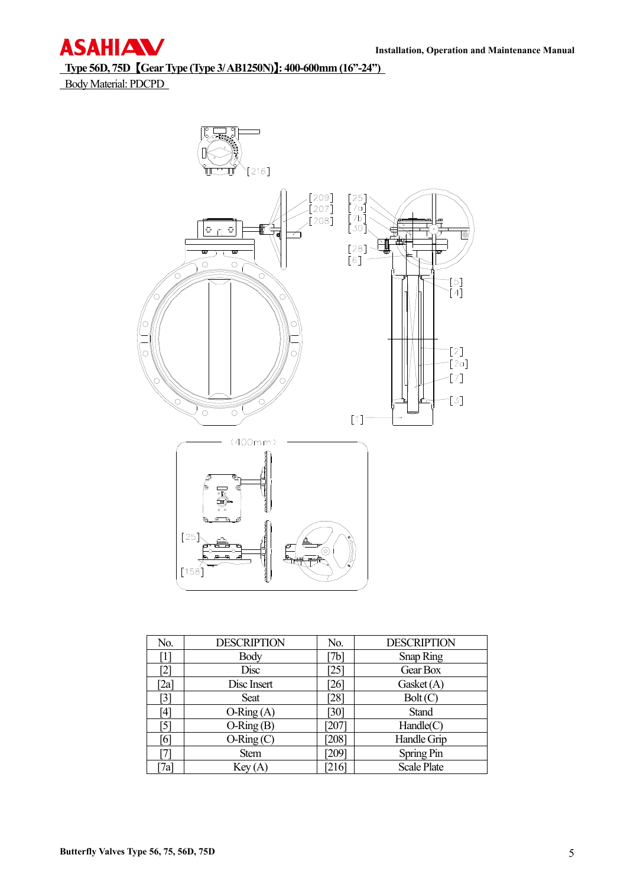**Type 56D, 75D【Gear Type (Type 3/ AB1250N)】: 400-600mm (16”-24”)**

Body Material: PDCPD

[216]

[209]
[207]
[208]

[25]
[7a]
[7b]
[30]
[28]
[6]

[5]
[4]

[2]
[2a]
[7]
[3]

[1]

(400mm)

[25]
[158]

| No. | DESCRIPTION | No. | DESCRIPTION |
|---|---|---|---|
| [1] | Body | [7b] | Snap Ring |
| [2] | Disc | [25] | Gear Box |
| [2a] | Disc Insert | [26] | Gasket (A) |
| [3] | Seat | [28] | Bolt (C) |
| [4] | O-Ring (A) | [30] | Stand |
| [5] | O-Ring (B) | [207] | Handle(C) |
| [6] | O-Ring (C) | [208] | Handle Grip |
| [7] | Stem | [209] | Spring Pin |
| [7a] | Key (A) | [216] | Scale Plate |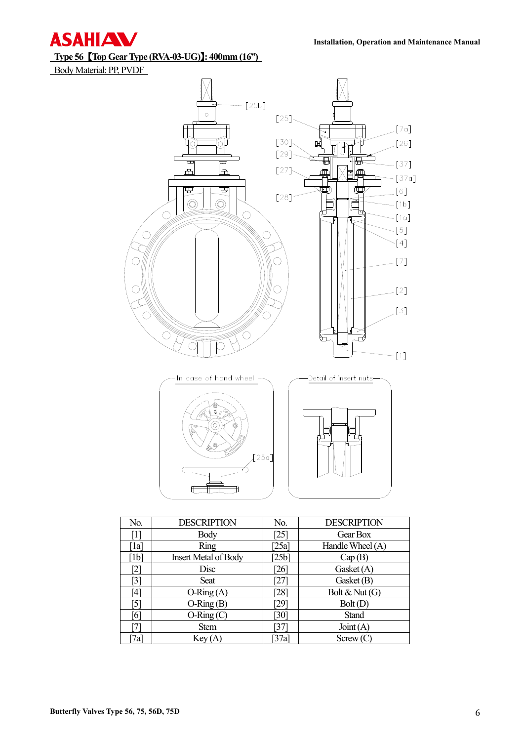Type 56 【Top Gear Type (RVA-03-UG)】: 400mm (16")

Body Material: PP, PVDF

[25b]
[25]
[30]
[29]
[27]
[28]
[7a]
[26]
[37]
[37a]
[6]
[1b]
[1a]
[5]
[4]
[7]
[2]
[3]
[1]

In case of hand wheel

[25a]

Detail of insert nuts

| No. | DESCRIPTION | No. | DESCRIPTION |
|---|---|---|---|
| [1] | Body | [25] | Gear Box |
| [1a] | Ring | [25a] | Handle Wheel (A) |
| [1b] | Insert Metal of Body | [25b] | Cap (B) |
| [2] | Disc | [26] | Gasket (A) |
| [3] | Seat | [27] | Gasket (B) |
| [4] | O-Ring (A) | [28] | Bolt & Nut (G) |
| [5] | O-Ring (B) | [29] | Bolt (D) |
| [6] | O-Ring (C) | [30] | Stand |
| [7] | Stem | [37] | Joint (A) |
| [7a] | Key (A) | [37a] | Screw (C) |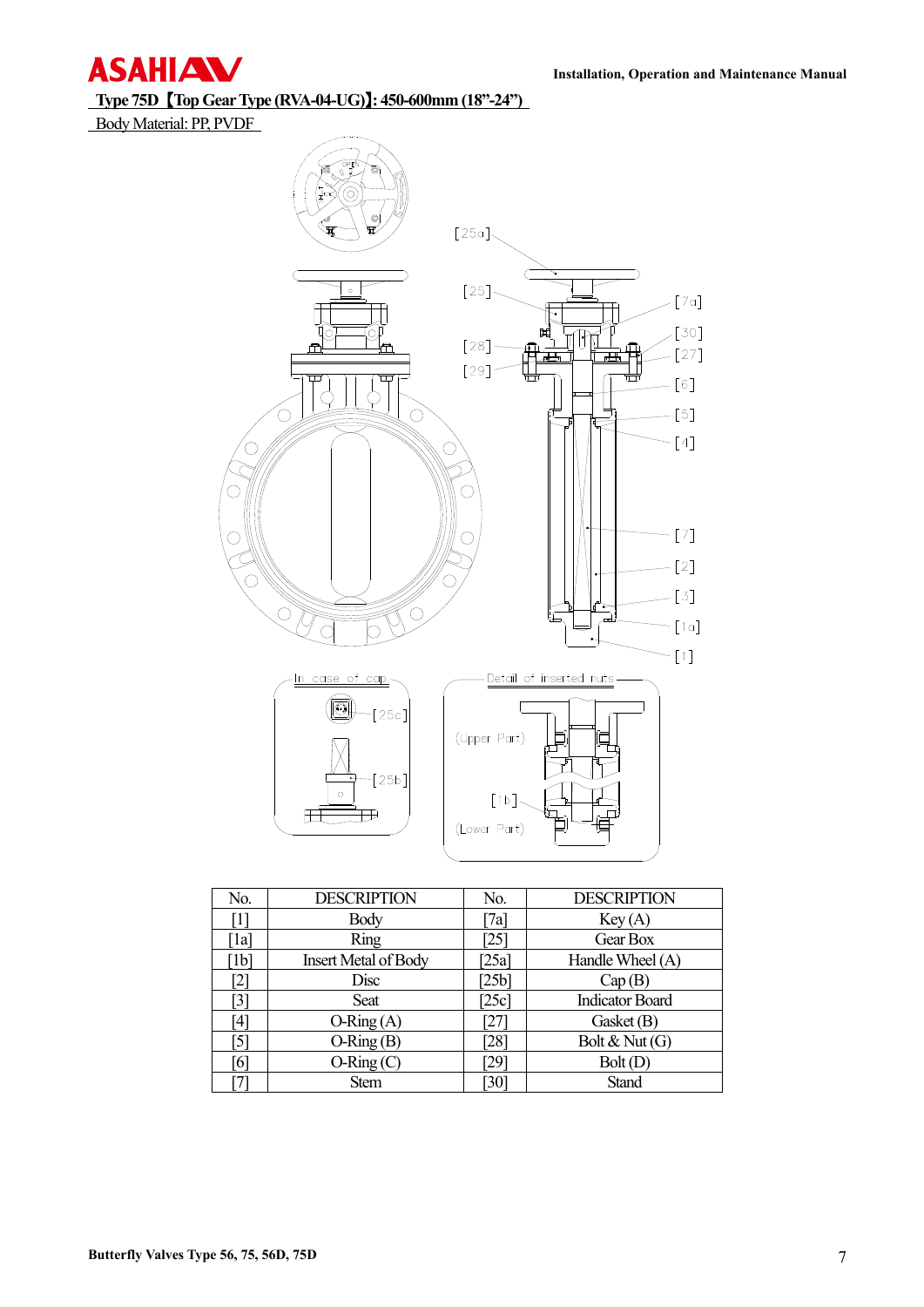Type 75D【Top Gear Type (RVA-04-UG)】: 450-600mm (18”-24”)

Body Material: PP, PVDF

| No. | DESCRIPTION | No. | DESCRIPTION |
|---|---|---|---|
| [1] | Body | [7a] | Key (A) |
| [1a] | Ring | [25] | Gear Box |
| [1b] | Insert Metal of Body | [25a] | Handle Wheel (A) |
| [2] | Disc | [25b] | Cap (B) |
| [3] | Seat | [25c] | Indicator Board |
| [4] | O-Ring (A) | [27] | Gasket (B) |
| [5] | O-Ring (B) | [28] | Bolt & Nut (G) |
| [6] | O-Ring (C) | [29] | Bolt (D) |
| [7] | Stem | [30] | Stand |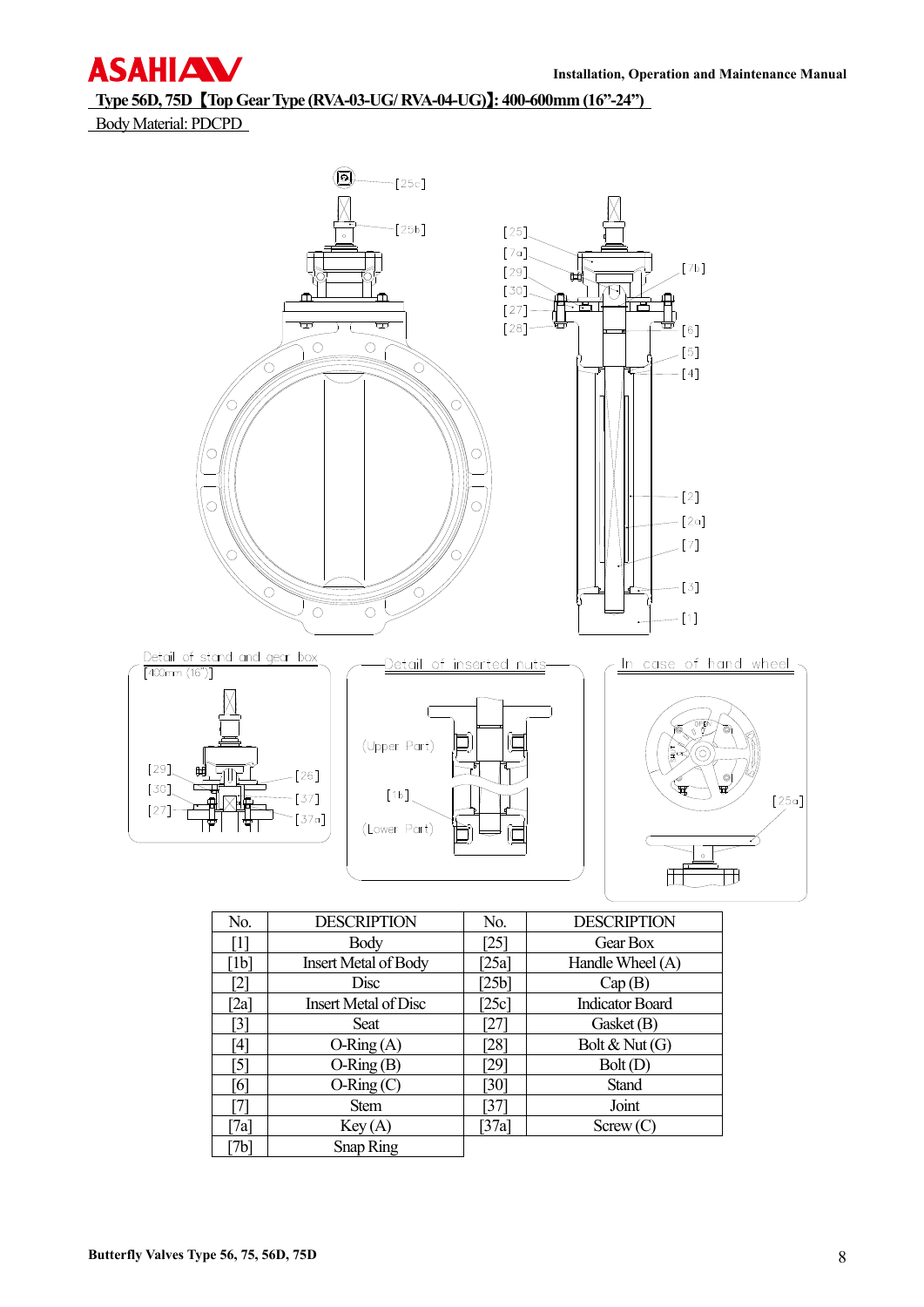**Type 56D, 75D【Top Gear Type (RVA-03-UG/ RVA-04-UG)】: 400-600mm (16"-24")**

Body Material: PDCPD

[25c]
[25b]
[25]
[7a]
[29]
[30]
[27]
[28]
[7b]
[6]
[5]
[4]
[2]
[2a]
[7]
[3]
[1]

Detail of stand and gear box
[400mm (16")]
[29]
[30]
[27]
[26]
[37]
[37a]

Detail of inserted nuts
(Upper Part)
[1b]
(Lower Part)

In case of hand wheel
[25a]

| No. | DESCRIPTION | No. | DESCRIPTION |
|---|---|---|---|
| [1] | Body | [25] | Gear Box |
| [1b] | Insert Metal of Body | [25a] | Handle Wheel (A) |
| [2] | Disc | [25b] | Cap (B) |
| [2a] | Insert Metal of Disc | [25c] | Indicator Board |
| [3] | Seat | [27] | Gasket (B) |
| [4] | O-Ring (A) | [28] | Bolt & Nut (G) |
| [5] | O-Ring (B) | [29] | Bolt (D) |
| [6] | O-Ring (C) | [30] | Stand |
| [7] | Stem | [37] | Joint |
| [7a] | Key (A) | [37a] | Screw (C) |
| [7b] | Snap Ring | | |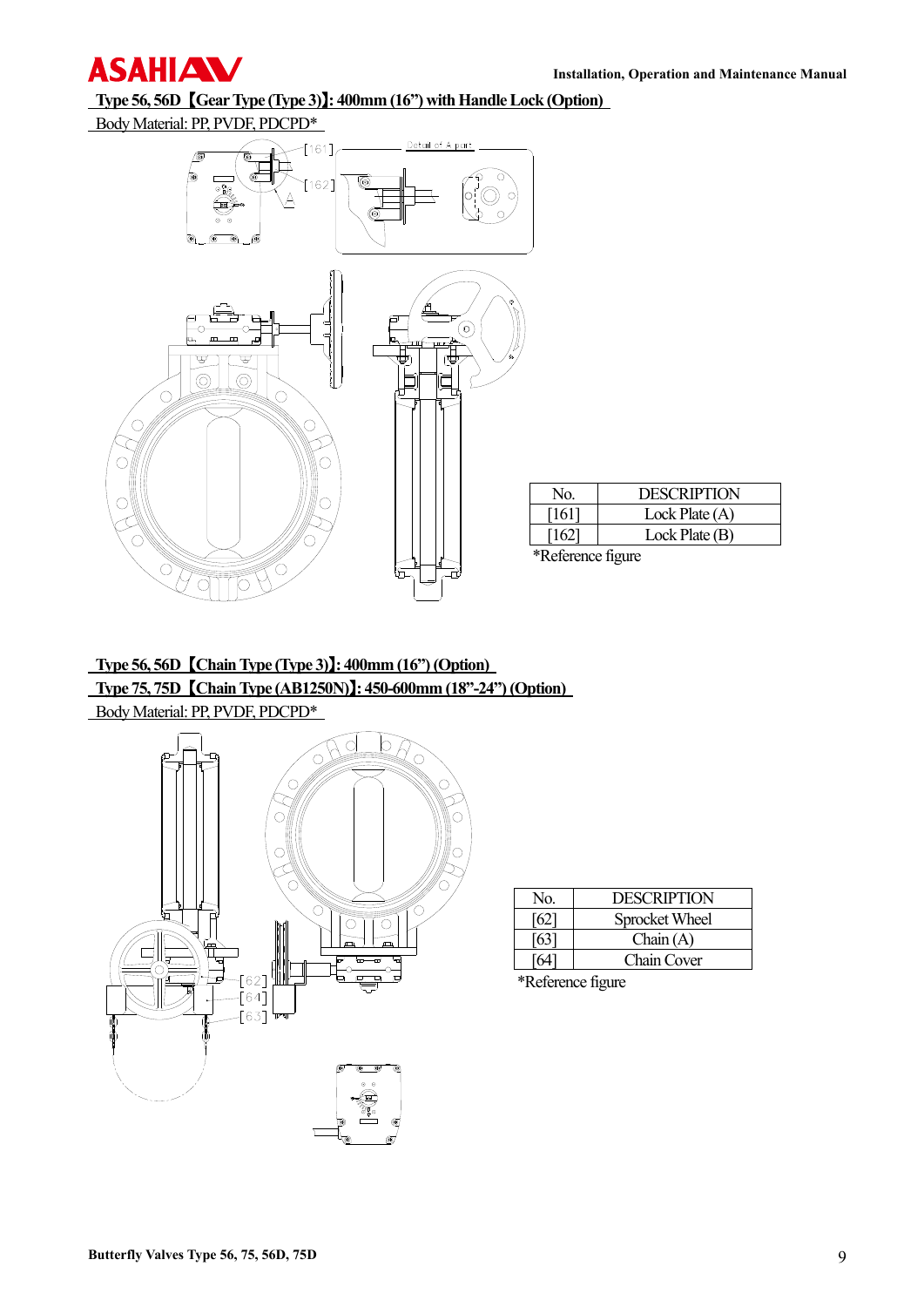**Type 56, 56D【Gear Type (Type 3)】: 400mm (16”) with Handle Lock (Option)**

Body Material: PP, PVDF, PDCPD*

| No. | DESCRIPTION |
|---|---|
| [161] | Lock Plate (A) |
| [162] | Lock Plate (B) |

*Reference figure

**Type 56, 56D【Chain Type (Type 3)】: 400mm (16”) (Option)**

**Type 75, 75D【Chain Type (AB1250N)】: 450-600mm (18”-24”) (Option)**

Body Material: PP, PVDF, PDCPD*

| No. | DESCRIPTION |
|---|---|
| [62] | Sprocket Wheel |
| [63] | Chain (A) |
| [64] | Chain Cover |

*Reference figure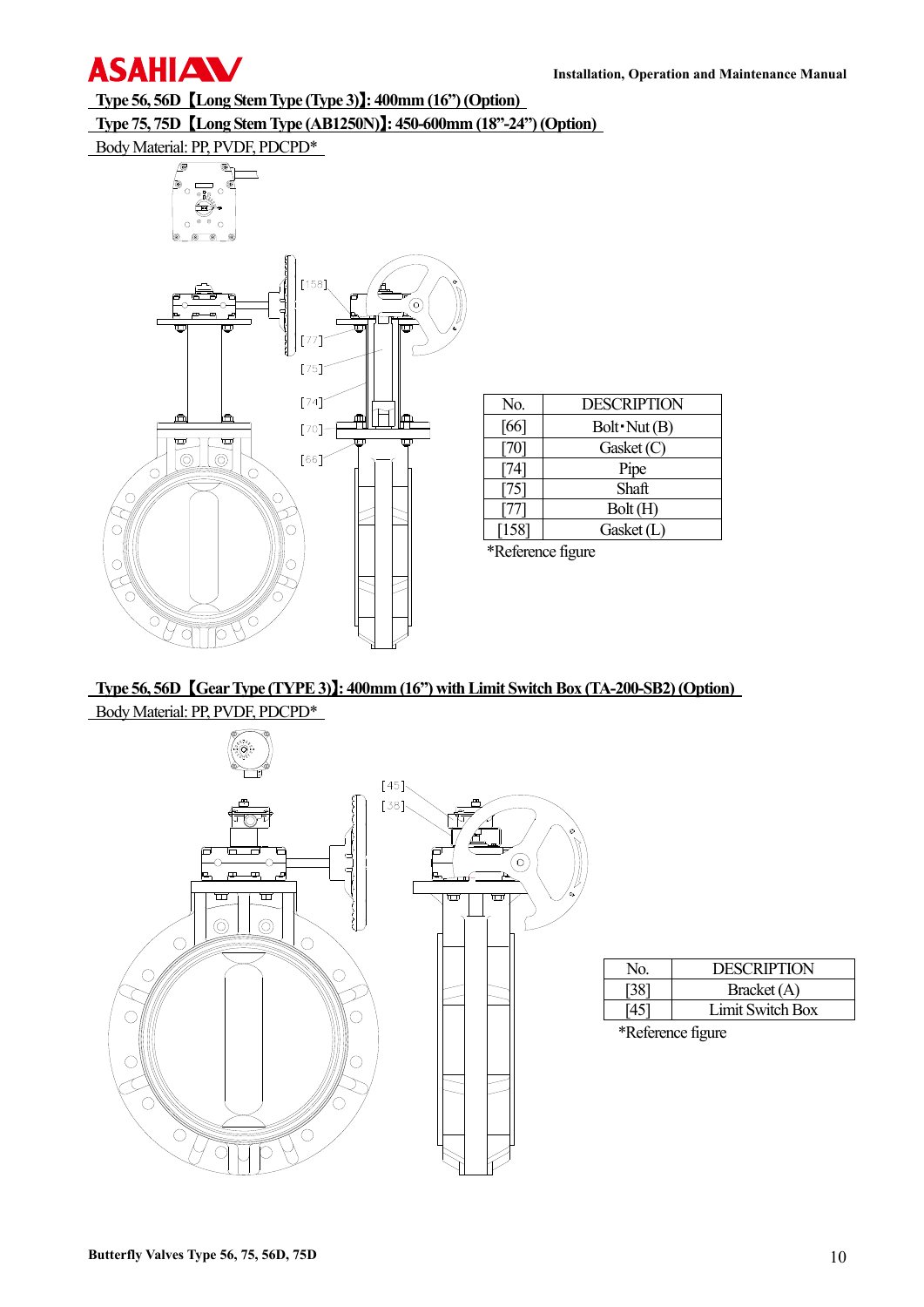**Type 56, 56D【Long Stem Type (Type 3)】: 400mm (16”) (Option)**

**Type 75, 75D【Long Stem Type (AB1250N)】: 450-600mm (18”-24”) (Option)**

Body Material: PP, PVDF, PDCPD*

[158]

[77]

[75]

[74]

[70]

[66]

| No. | DESCRIPTION |
|---|---|
| [66] | Bolt･Nut (B) |
| [70] | Gasket (C) |
| [74] | Pipe |
| [75] | Shaft |
| [77] | Bolt (H) |
| [158] | Gasket (L) |

*Reference figure

**Type 56, 56D【Gear Type (TYPE 3)】: 400mm (16”) with Limit Switch Box (TA-200-SB2) (Option)**

Body Material: PP, PVDF, PDCPD*

[45]

[38]

| No. | DESCRIPTION |
|---|---|
| [38] | Bracket (A) |
| [45] | Limit Switch Box |

*Reference figure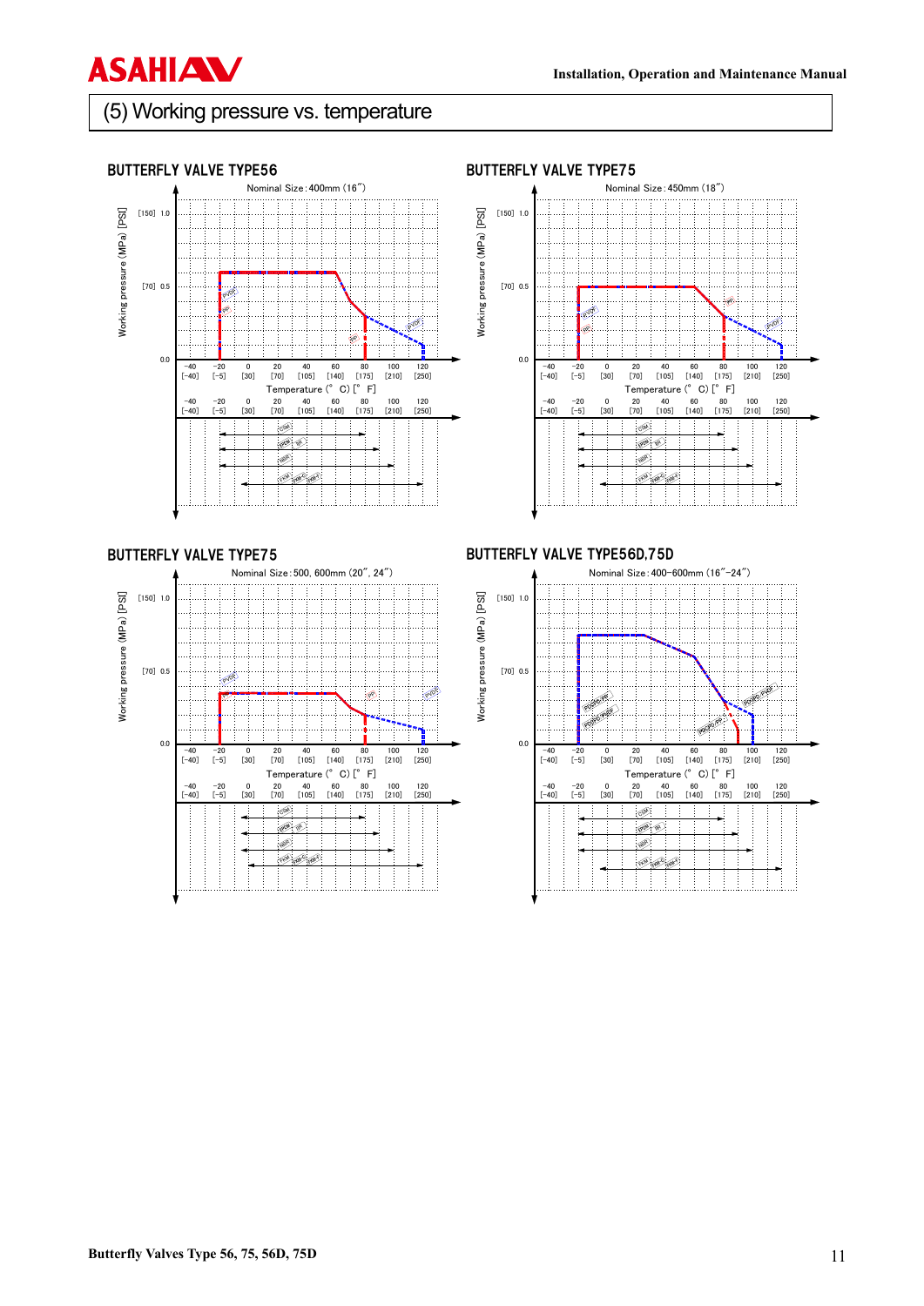## (5) Working pressure vs. temperature

### BUTTERFLY VALVE TYPE56

Nominal Size: 400mm (16")

Working pressure (MPa) [PSI]

[150] 1.0

[70] 0.5

0.0

PVDF

PP

PP

PVDF

-40 [-40]　-20 [-5]　0 [30]　20 [70]　40 [105]　60 [140]　80 [175]　100 [210]　120 [250]

Temperature (° C) [° F]

CSM

EPDM　IIR

NBR

FKM　FKM-C　FKM-F

### BUTTERFLY VALVE TYPE75

Nominal Size: 450mm (18")

Working pressure (MPa) [PSI]

[150] 1.0

[70] 0.5

0.0

PVDF

PP

PP

PVDF

-40 [-40]　-20 [-5]　0 [30]　20 [70]　40 [105]　60 [140]　80 [175]　100 [210]　120 [250]

Temperature (° C) [° F]

CSM

EPDM　IIR

NBR

FKM　FKM-C　FKM-F

### BUTTERFLY VALVE TYPE75

Nominal Size: 500, 600mm (20", 24")

Working pressure (MPa) [PSI]

[150] 1.0

[70] 0.5

0.0

PVDF

PP

PVDF

-40 [-40]　-20 [-5]　0 [30]　20 [70]　40 [105]　60 [140]　80 [175]　100 [210]　120 [250]

Temperature (° C) [° F]

CSM

EPDM　IIR

NBR

FKM　FKM-C　FKM-F

### BUTTERFLY VALVE TYPE56D,75D

Nominal Size: 400-600mm (16"-24")

Working pressure (MPa) [PSI]

[150] 1.0

[70] 0.5

0.0

PD(PD)-PP

PD(PD)-PVDF

PD(PD)-PP

PD(PD)-PVDF

-40 [-40]　-20 [-5]　0 [30]　20 [70]　40 [105]　60 [140]　80 [175]　100 [210]　120 [250]

Temperature (° C) [° F]

CSM

EPDM　IIR

NBR

FKM　FKM-C　FKM-F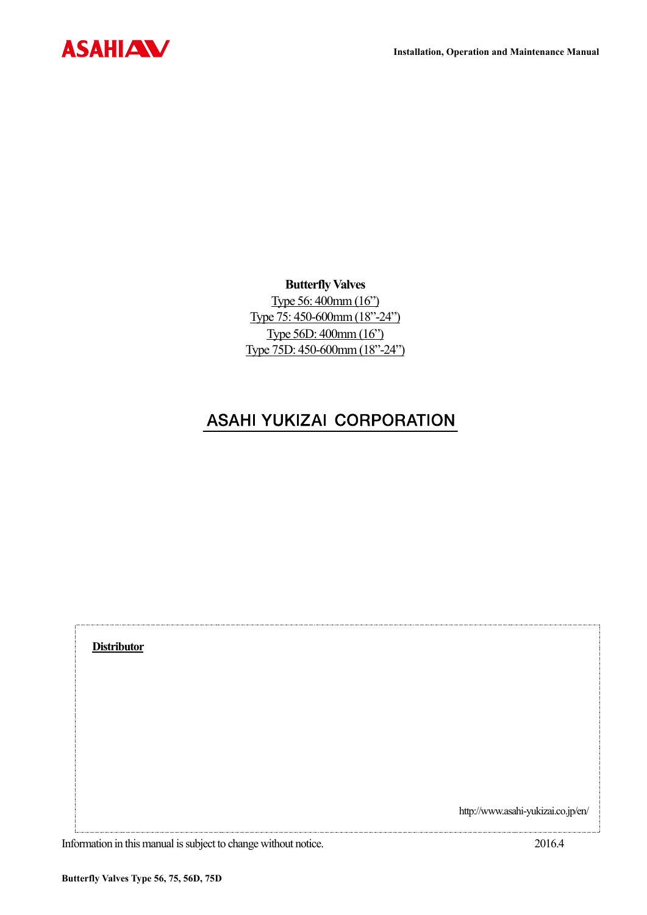**Butterfly Valves**

Type 56: 400mm (16")

Type 75: 450-600mm (18"-24")

Type 56D: 400mm (16")

Type 75D: 450-600mm (18"-24")

## ASAHI YUKIZAI CORPORATION

**Distributor**

http://www.asahi-yukizai.co.jp/en/

Information in this manual is subject to change without notice. 2016.4